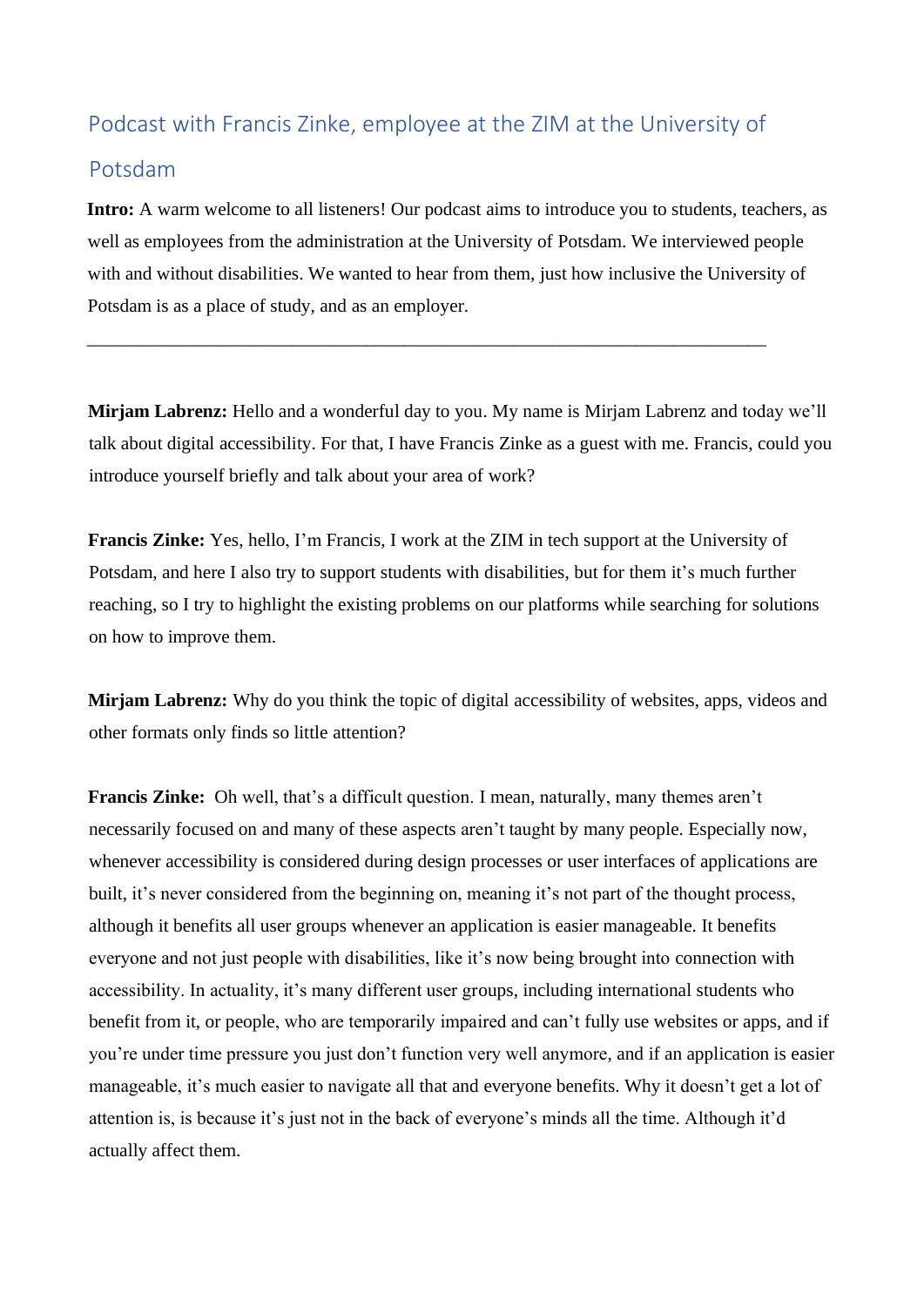# Podcast with Francis Zinke, employee at the ZIM at the University of Potsdam

**Intro:** A warm welcome to all listeners! Our podcast aims to introduce you to students, teachers, as well as employees from the administration at the University of Potsdam. We interviewed people with and without disabilities. We wanted to hear from them, just how inclusive the University of Potsdam is as a place of study, and as an employer.

---

**Mirjam Labrenz:** Hello and a wonderful day to you. My name is Mirjam Labrenz and today we'll talk about digital accessibility. For that, I have Francis Zinke as a guest with me. Francis, could you introduce yourself briefly and talk about your area of work?

**Francis Zinke:** Yes, hello, I'm Francis, I work at the ZIM in tech support at the University of Potsdam, and here I also try to support students with disabilities, but for them it's much further reaching, so I try to highlight the existing problems on our platforms while searching for solutions on how to improve them.

**Mirjam Labrenz:** Why do you think the topic of digital accessibility of websites, apps, videos and other formats only finds so little attention?

**Francis Zinke:** Oh well, that's a difficult question. I mean, naturally, many themes aren't necessarily focused on and many of these aspects aren't taught by many people. Especially now, whenever accessibility is considered during design processes or user interfaces of applications are built, it's never considered from the beginning on, meaning it's not part of the thought process, although it benefits all user groups whenever an application is easier manageable. It benefits everyone and not just people with disabilities, like it's now being brought into connection with accessibility. In actuality, it's many different user groups, including international students who benefit from it, or people, who are temporarily impaired and can't fully use websites or apps, and if you're under time pressure you just don't function very well anymore, and if an application is easier manageable, it's much easier to navigate all that and everyone benefits. Why it doesn't get a lot of attention is, is because it's just not in the back of everyone's minds all the time. Although it'd actually affect them.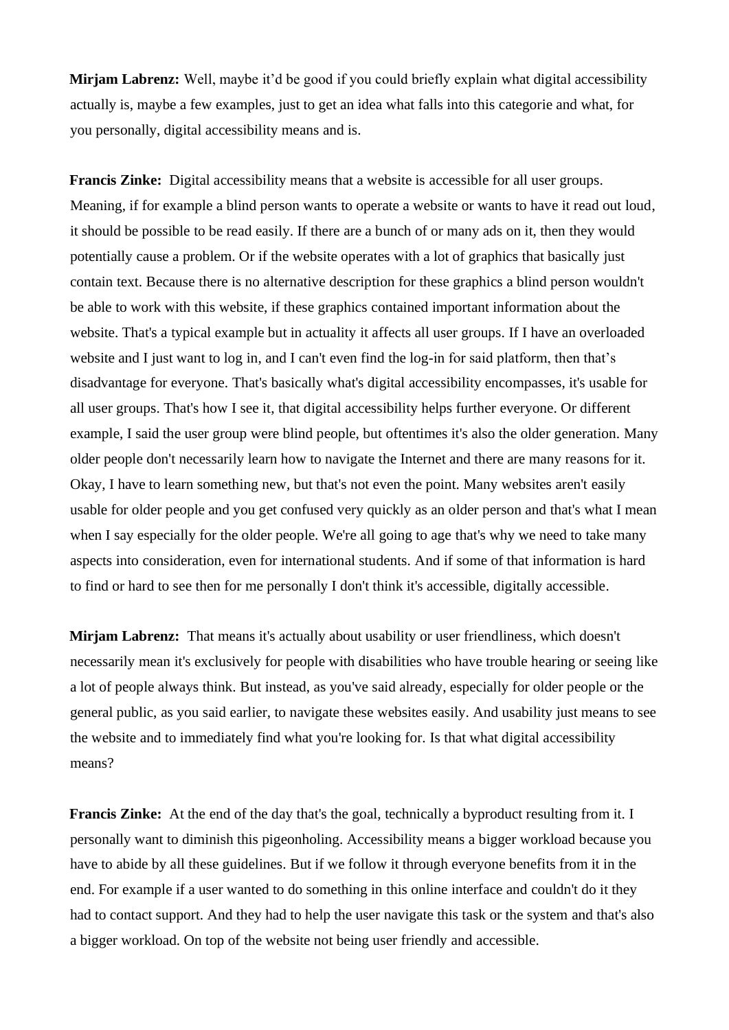**Mirjam Labrenz:** Well, maybe it'd be good if you could briefly explain what digital accessibility actually is, maybe a few examples, just to get an idea what falls into this categorie and what, for you personally, digital accessibility means and is.

**Francis Zinke:** Digital accessibility means that a website is accessible for all user groups. Meaning, if for example a blind person wants to operate a website or wants to have it read out loud, it should be possible to be read easily. If there are a bunch of or many ads on it, then they would potentially cause a problem. Or if the website operates with a lot of graphics that basically just contain text. Because there is no alternative description for these graphics a blind person wouldn't be able to work with this website, if these graphics contained important information about the website. That's a typical example but in actuality it affects all user groups. If I have an overloaded website and I just want to log in, and I can't even find the log-in for said platform, then that's disadvantage for everyone. That's basically what's digital accessibility encompasses, it's usable for all user groups. That's how I see it, that digital accessibility helps further everyone. Or different example, I said the user group were blind people, but oftentimes it's also the older generation. Many older people don't necessarily learn how to navigate the Internet and there are many reasons for it. Okay, I have to learn something new, but that's not even the point. Many websites aren't easily usable for older people and you get confused very quickly as an older person and that's what I mean when I say especially for the older people. We're all going to age that's why we need to take many aspects into consideration, even for international students. And if some of that information is hard to find or hard to see then for me personally I don't think it's accessible, digitally accessible.

**Mirjam Labrenz:** That means it's actually about usability or user friendliness, which doesn't necessarily mean it's exclusively for people with disabilities who have trouble hearing or seeing like a lot of people always think. But instead, as you've said already, especially for older people or the general public, as you said earlier, to navigate these websites easily. And usability just means to see the website and to immediately find what you're looking for. Is that what digital accessibility means?

**Francis Zinke:** At the end of the day that's the goal, technically a byproduct resulting from it. I personally want to diminish this pigeonholing. Accessibility means a bigger workload because you have to abide by all these guidelines. But if we follow it through everyone benefits from it in the end. For example if a user wanted to do something in this online interface and couldn't do it they had to contact support. And they had to help the user navigate this task or the system and that's also a bigger workload. On top of the website not being user friendly and accessible.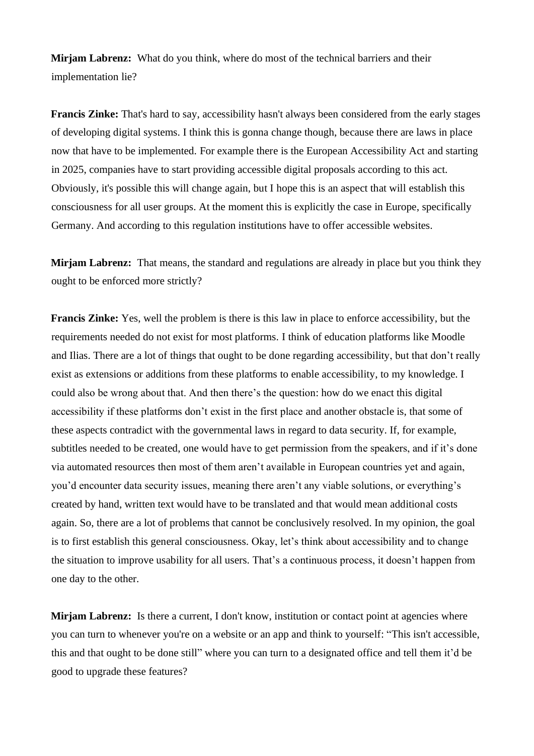**Mirjam Labrenz:** What do you think, where do most of the technical barriers and their implementation lie?

**Francis Zinke:** That's hard to say, accessibility hasn't always been considered from the early stages of developing digital systems. I think this is gonna change though, because there are laws in place now that have to be implemented. For example there is the European Accessibility Act and starting in 2025, companies have to start providing accessible digital proposals according to this act. Obviously, it's possible this will change again, but I hope this is an aspect that will establish this consciousness for all user groups. At the moment this is explicitly the case in Europe, specifically Germany. And according to this regulation institutions have to offer accessible websites.

**Mirjam Labrenz:** That means, the standard and regulations are already in place but you think they ought to be enforced more strictly?

**Francis Zinke:** Yes, well the problem is there is this law in place to enforce accessibility, but the requirements needed do not exist for most platforms. I think of education platforms like Moodle and Ilias. There are a lot of things that ought to be done regarding accessibility, but that don't really exist as extensions or additions from these platforms to enable accessibility, to my knowledge. I could also be wrong about that. And then there's the question: how do we enact this digital accessibility if these platforms don't exist in the first place and another obstacle is, that some of these aspects contradict with the governmental laws in regard to data security. If, for example, subtitles needed to be created, one would have to get permission from the speakers, and if it's done via automated resources then most of them aren't available in European countries yet and again, you'd encounter data security issues, meaning there aren't any viable solutions, or everything's created by hand, written text would have to be translated and that would mean additional costs again. So, there are a lot of problems that cannot be conclusively resolved. In my opinion, the goal is to first establish this general consciousness. Okay, let's think about accessibility and to change the situation to improve usability for all users. That's a continuous process, it doesn't happen from one day to the other.

**Mirjam Labrenz:** Is there a current, I don't know, institution or contact point at agencies where you can turn to whenever you're on a website or an app and think to yourself: "This isn't accessible, this and that ought to be done still" where you can turn to a designated office and tell them it'd be good to upgrade these features?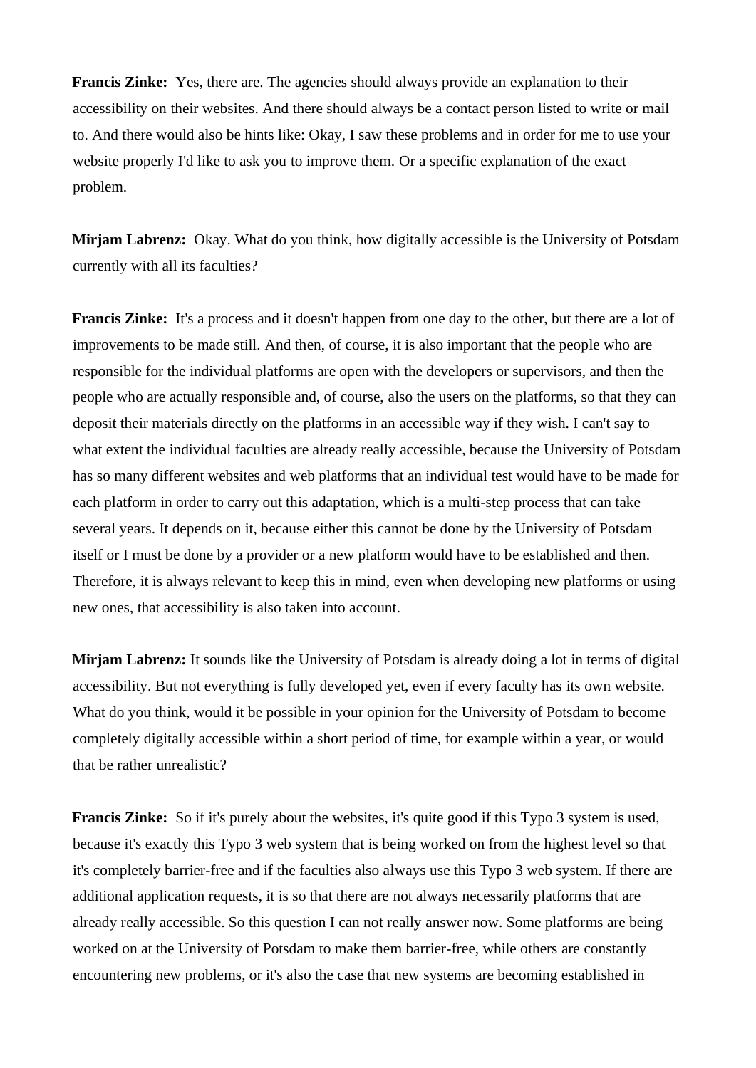**Francis Zinke:** Yes, there are. The agencies should always provide an explanation to their accessibility on their websites. And there should always be a contact person listed to write or mail to. And there would also be hints like: Okay, I saw these problems and in order for me to use your website properly I'd like to ask you to improve them. Or a specific explanation of the exact problem.

**Mirjam Labrenz:** Okay. What do you think, how digitally accessible is the University of Potsdam currently with all its faculties?

**Francis Zinke:** It's a process and it doesn't happen from one day to the other, but there are a lot of improvements to be made still. And then, of course, it is also important that the people who are responsible for the individual platforms are open with the developers or supervisors, and then the people who are actually responsible and, of course, also the users on the platforms, so that they can deposit their materials directly on the platforms in an accessible way if they wish. I can't say to what extent the individual faculties are already really accessible, because the University of Potsdam has so many different websites and web platforms that an individual test would have to be made for each platform in order to carry out this adaptation, which is a multi-step process that can take several years. It depends on it, because either this cannot be done by the University of Potsdam itself or I must be done by a provider or a new platform would have to be established and then. Therefore, it is always relevant to keep this in mind, even when developing new platforms or using new ones, that accessibility is also taken into account.

**Mirjam Labrenz:** It sounds like the University of Potsdam is already doing a lot in terms of digital accessibility. But not everything is fully developed yet, even if every faculty has its own website. What do you think, would it be possible in your opinion for the University of Potsdam to become completely digitally accessible within a short period of time, for example within a year, or would that be rather unrealistic?

**Francis Zinke:** So if it's purely about the websites, it's quite good if this Typo 3 system is used, because it's exactly this Typo 3 web system that is being worked on from the highest level so that it's completely barrier-free and if the faculties also always use this Typo 3 web system. If there are additional application requests, it is so that there are not always necessarily platforms that are already really accessible. So this question I can not really answer now. Some platforms are being worked on at the University of Potsdam to make them barrier-free, while others are constantly encountering new problems, or it's also the case that new systems are becoming established in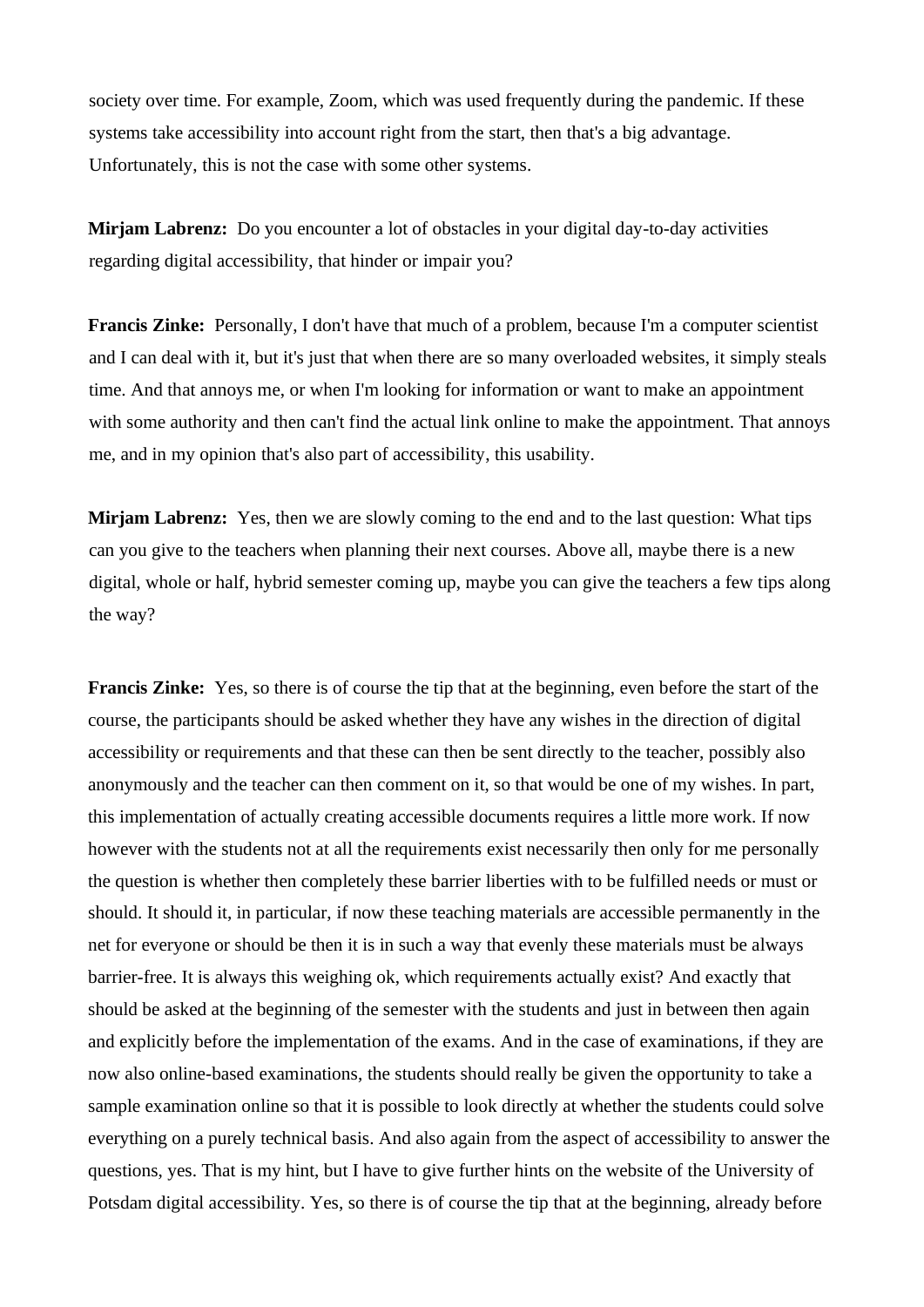society over time. For example, Zoom, which was used frequently during the pandemic. If these systems take accessibility into account right from the start, then that's a big advantage. Unfortunately, this is not the case with some other systems.

**Mirjam Labrenz:** Do you encounter a lot of obstacles in your digital day-to-day activities regarding digital accessibility, that hinder or impair you?

**Francis Zinke:** Personally, I don't have that much of a problem, because I'm a computer scientist and I can deal with it, but it's just that when there are so many overloaded websites, it simply steals time. And that annoys me, or when I'm looking for information or want to make an appointment with some authority and then can't find the actual link online to make the appointment. That annoys me, and in my opinion that's also part of accessibility, this usability.

**Mirjam Labrenz:** Yes, then we are slowly coming to the end and to the last question: What tips can you give to the teachers when planning their next courses. Above all, maybe there is a new digital, whole or half, hybrid semester coming up, maybe you can give the teachers a few tips along the way?

**Francis Zinke:** Yes, so there is of course the tip that at the beginning, even before the start of the course, the participants should be asked whether they have any wishes in the direction of digital accessibility or requirements and that these can then be sent directly to the teacher, possibly also anonymously and the teacher can then comment on it, so that would be one of my wishes. In part, this implementation of actually creating accessible documents requires a little more work. If now however with the students not at all the requirements exist necessarily then only for me personally the question is whether then completely these barrier liberties with to be fulfilled needs or must or should. It should it, in particular, if now these teaching materials are accessible permanently in the net for everyone or should be then it is in such a way that evenly these materials must be always barrier-free. It is always this weighing ok, which requirements actually exist? And exactly that should be asked at the beginning of the semester with the students and just in between then again and explicitly before the implementation of the exams. And in the case of examinations, if they are now also online-based examinations, the students should really be given the opportunity to take a sample examination online so that it is possible to look directly at whether the students could solve everything on a purely technical basis. And also again from the aspect of accessibility to answer the questions, yes. That is my hint, but I have to give further hints on the website of the University of Potsdam digital accessibility. Yes, so there is of course the tip that at the beginning, already before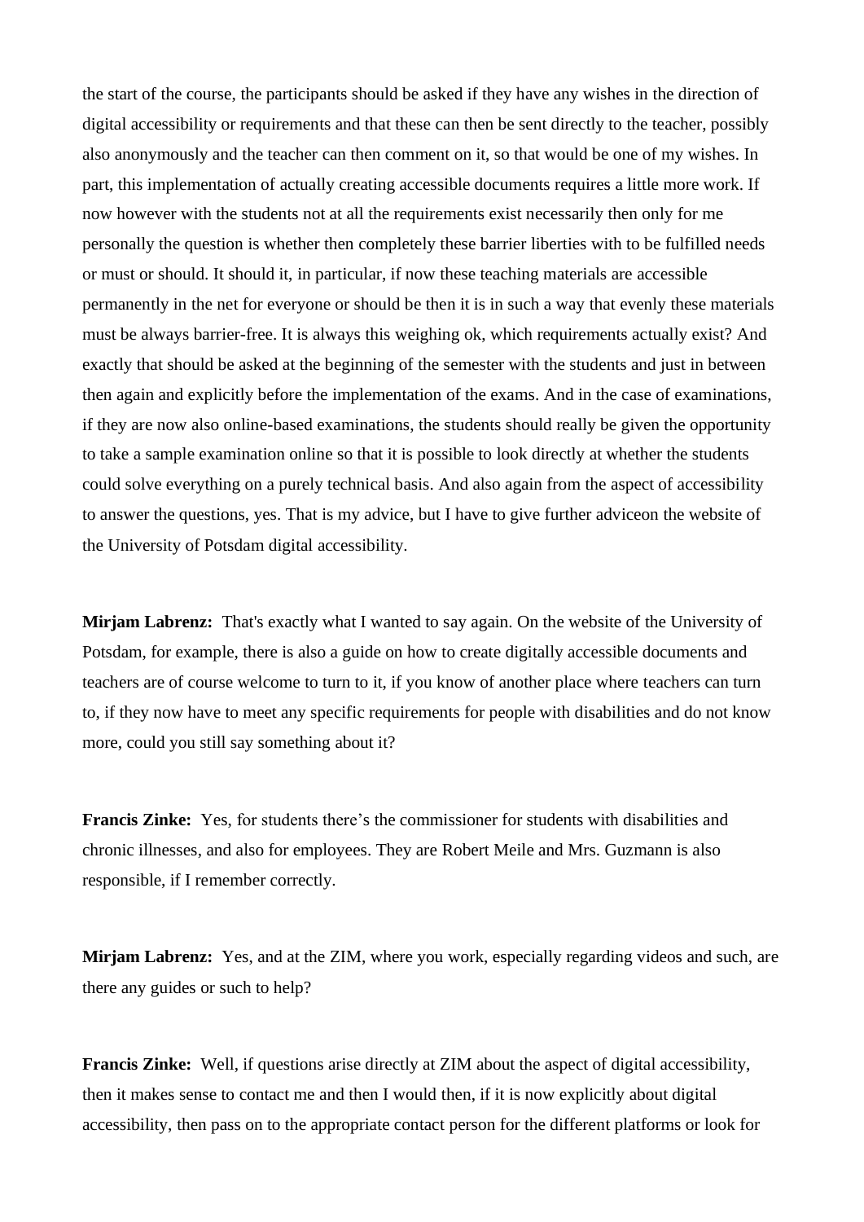the start of the course, the participants should be asked if they have any wishes in the direction of digital accessibility or requirements and that these can then be sent directly to the teacher, possibly also anonymously and the teacher can then comment on it, so that would be one of my wishes. In part, this implementation of actually creating accessible documents requires a little more work. If now however with the students not at all the requirements exist necessarily then only for me personally the question is whether then completely these barrier liberties with to be fulfilled needs or must or should. It should it, in particular, if now these teaching materials are accessible permanently in the net for everyone or should be then it is in such a way that evenly these materials must be always barrier-free. It is always this weighing ok, which requirements actually exist? And exactly that should be asked at the beginning of the semester with the students and just in between then again and explicitly before the implementation of the exams. And in the case of examinations, if they are now also online-based examinations, the students should really be given the opportunity to take a sample examination online so that it is possible to look directly at whether the students could solve everything on a purely technical basis. And also again from the aspect of accessibility to answer the questions, yes. That is my advice, but I have to give further adviceon the website of the University of Potsdam digital accessibility.

**Mirjam Labrenz:** That's exactly what I wanted to say again. On the website of the University of Potsdam, for example, there is also a guide on how to create digitally accessible documents and teachers are of course welcome to turn to it, if you know of another place where teachers can turn to, if they now have to meet any specific requirements for people with disabilities and do not know more, could you still say something about it?

**Francis Zinke:** Yes, for students there's the commissioner for students with disabilities and chronic illnesses, and also for employees. They are Robert Meile and Mrs. Guzmann is also responsible, if I remember correctly.

**Mirjam Labrenz:** Yes, and at the ZIM, where you work, especially regarding videos and such, are there any guides or such to help?

**Francis Zinke:** Well, if questions arise directly at ZIM about the aspect of digital accessibility, then it makes sense to contact me and then I would then, if it is now explicitly about digital accessibility, then pass on to the appropriate contact person for the different platforms or look for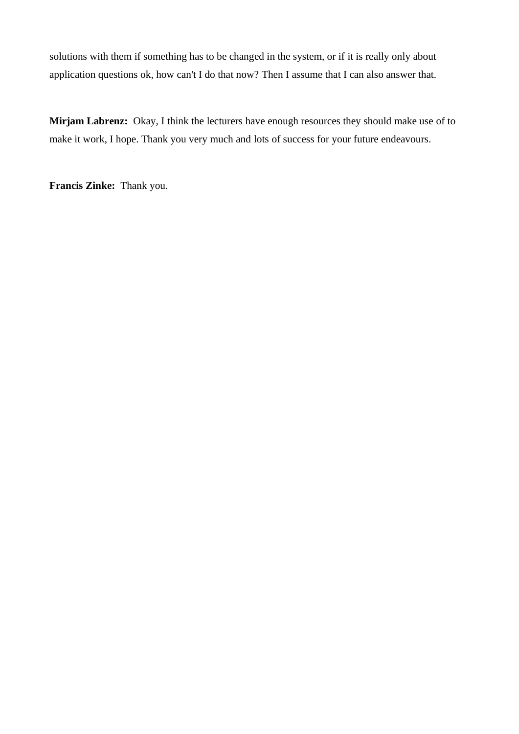solutions with them if something has to be changed in the system, or if it is really only about application questions ok, how can't I do that now? Then I assume that I can also answer that.

**Mirjam Labrenz:** Okay, I think the lecturers have enough resources they should make use of to make it work, I hope. Thank you very much and lots of success for your future endeavours.

**Francis Zinke:** Thank you.